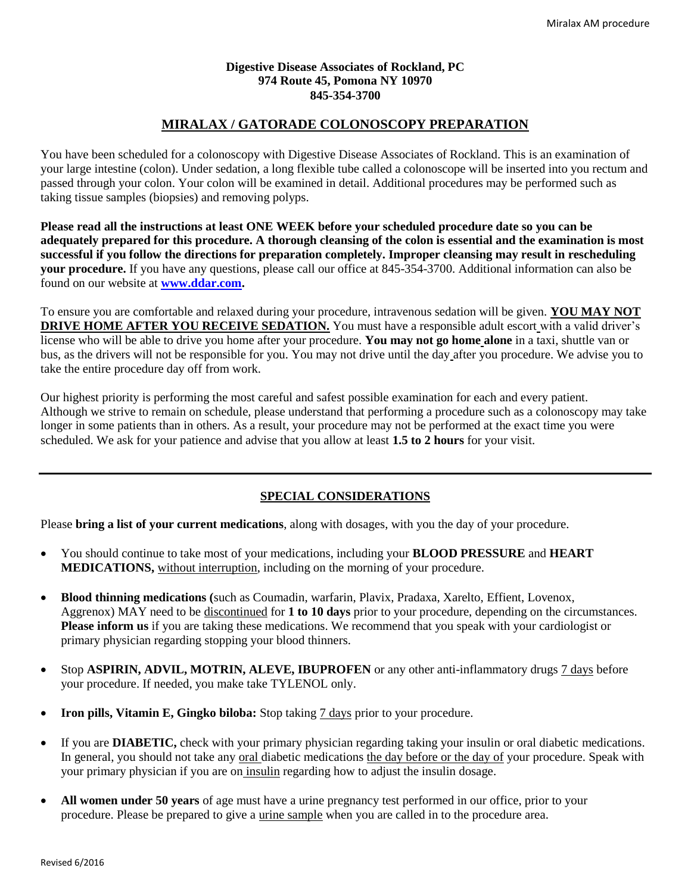**Digestive Disease Associates of Rockland, PC**
**974 Route 45, Pomona NY 10970**
**845-354-3700**

## MIRALAX / GATORADE COLONOSCOPY PREPARATION

You have been scheduled for a colonoscopy with Digestive Disease Associates of Rockland. This is an examination of your large intestine (colon). Under sedation, a long flexible tube called a colonoscope will be inserted into you rectum and passed through your colon. Your colon will be examined in detail. Additional procedures may be performed such as taking tissue samples (biopsies) and removing polyps.

**Please read all the instructions at least ONE WEEK before your scheduled procedure date so you can be adequately prepared for this procedure. A thorough cleansing of the colon is essential and the examination is most successful if you follow the directions for preparation completely. Improper cleansing may result in rescheduling your procedure.** If you have any questions, please call our office at 845-354-3700. Additional information can also be found on our website at **www.ddar.com.**

To ensure you are comfortable and relaxed during your procedure, intravenous sedation will be given. **YOU MAY NOT DRIVE HOME AFTER YOU RECEIVE SEDATION.** You must have a responsible adult escort with a valid driver's license who will be able to drive you home after your procedure. **You may not go home alone** in a taxi, shuttle van or bus, as the drivers will not be responsible for you. You may not drive until the day after you procedure. We advise you to take the entire procedure day off from work.

Our highest priority is performing the most careful and safest possible examination for each and every patient. Although we strive to remain on schedule, please understand that performing a procedure such as a colonoscopy may take longer in some patients than in others. As a result, your procedure may not be performed at the exact time you were scheduled. We ask for your patience and advise that you allow at least **1.5 to 2 hours** for your visit.

---

## SPECIAL CONSIDERATIONS

Please **bring a list of your current medications**, along with dosages, with you the day of your procedure.

- You should continue to take most of your medications, including your **BLOOD PRESSURE** and **HEART MEDICATIONS,** without interruption, including on the morning of your procedure.
- **Blood thinning medications (**such as Coumadin, warfarin, Plavix, Pradaxa, Xarelto, Effient, Lovenox, Aggrenox) MAY need to be discontinued for **1 to 10 days** prior to your procedure, depending on the circumstances. **Please inform us** if you are taking these medications. We recommend that you speak with your cardiologist or primary physician regarding stopping your blood thinners.
- Stop **ASPIRIN, ADVIL, MOTRIN, ALEVE, IBUPROFEN** or any other anti-inflammatory drugs 7 days before your procedure. If needed, you make take TYLENOL only.
- **Iron pills, Vitamin E, Gingko biloba:** Stop taking 7 days prior to your procedure.
- If you are **DIABETIC,** check with your primary physician regarding taking your insulin or oral diabetic medications. In general, you should not take any oral diabetic medications the day before or the day of your procedure. Speak with your primary physician if you are on insulin regarding how to adjust the insulin dosage.
- **All women under 50 years** of age must have a urine pregnancy test performed in our office, prior to your procedure. Please be prepared to give a urine sample when you are called in to the procedure area.

Revised 6/2016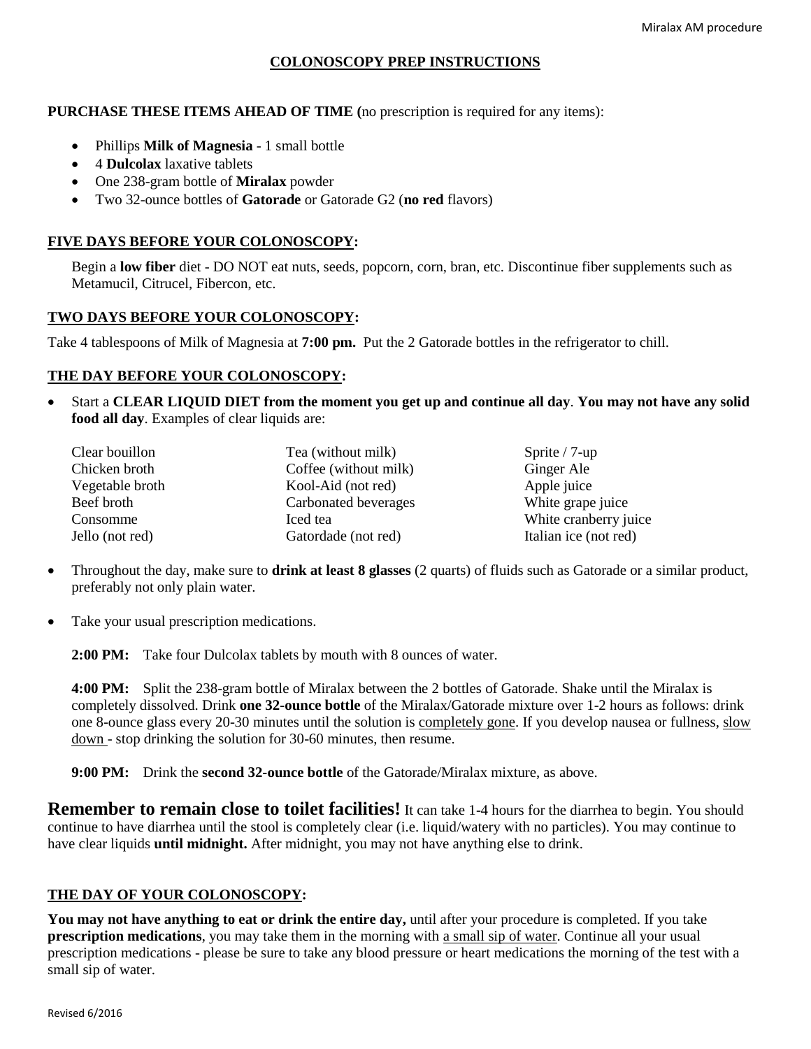## COLONOSCOPY PREP INSTRUCTIONS

**PURCHASE THESE ITEMS AHEAD OF TIME (**no prescription is required for any items):

- Phillips **Milk of Magnesia** - 1 small bottle
- 4 **Dulcolax** laxative tablets
- One 238-gram bottle of **Miralax** powder
- Two 32-ounce bottles of **Gatorade** or Gatorade G2 (**no red** flavors)

### FIVE DAYS BEFORE YOUR COLONOSCOPY:

Begin a **low fiber** diet - DO NOT eat nuts, seeds, popcorn, corn, bran, etc. Discontinue fiber supplements such as Metamucil, Citrucel, Fibercon, etc.

### TWO DAYS BEFORE YOUR COLONOSCOPY:

Take 4 tablespoons of Milk of Magnesia at **7:00 pm.** Put the 2 Gatorade bottles in the refrigerator to chill.

### THE DAY BEFORE YOUR COLONOSCOPY:

- Start a **CLEAR LIQUID DIET from the moment you get up and continue all day**. **You may not have any solid food all day**. Examples of clear liquids are:

| | | |
|---|---|---|
| Clear bouillon | Tea (without milk) | Sprite / 7-up |
| Chicken broth | Coffee (without milk) | Ginger Ale |
| Vegetable broth | Kool-Aid (not red) | Apple juice |
| Beef broth | Carbonated beverages | White grape juice |
| Consomme | Iced tea | White cranberry juice |
| Jello (not red) | Gatordade (not red) | Italian ice (not red) |

- Throughout the day, make sure to **drink at least 8 glasses** (2 quarts) of fluids such as Gatorade or a similar product, preferably not only plain water.
- Take your usual prescription medications.

**2:00 PM:** Take four Dulcolax tablets by mouth with 8 ounces of water.

**4:00 PM:** Split the 238-gram bottle of Miralax between the 2 bottles of Gatorade. Shake until the Miralax is completely dissolved. Drink **one 32-ounce bottle** of the Miralax/Gatorade mixture over 1-2 hours as follows: drink one 8-ounce glass every 20-30 minutes until the solution is completely gone. If you develop nausea or fullness, slow down - stop drinking the solution for 30-60 minutes, then resume.

**9:00 PM:** Drink the **second 32-ounce bottle** of the Gatorade/Miralax mixture, as above.

**Remember to remain close to toilet facilities!** It can take 1-4 hours for the diarrhea to begin. You should continue to have diarrhea until the stool is completely clear (i.e. liquid/watery with no particles). You may continue to have clear liquids **until midnight.** After midnight, you may not have anything else to drink.

### THE DAY OF YOUR COLONOSCOPY:

**You may not have anything to eat or drink the entire day,** until after your procedure is completed. If you take **prescription medications**, you may take them in the morning with a small sip of water. Continue all your usual prescription medications - please be sure to take any blood pressure or heart medications the morning of the test with a small sip of water.